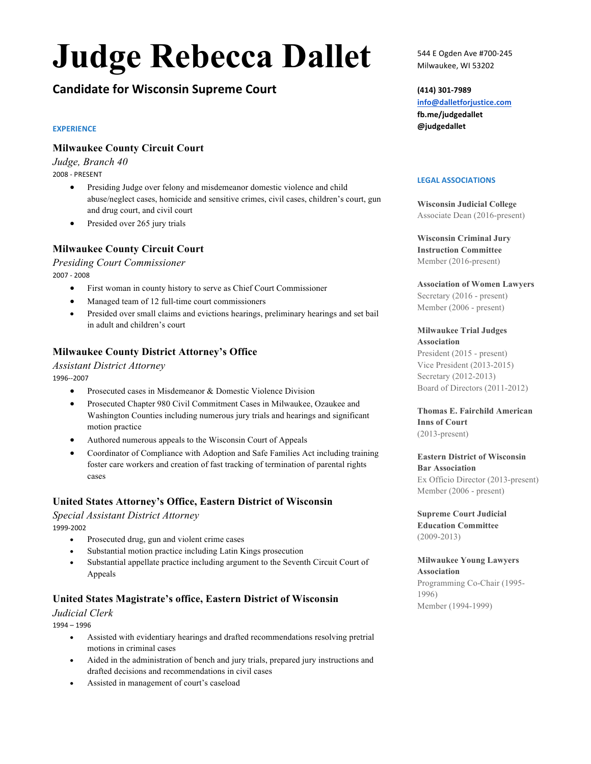# Judge Rebecca Dallet

## Candidate for Wisconsin Supreme Court

544 E Ogden Ave #700-245
Milwaukee, WI 53202

**(414) 301-7989**
**info@dalletforjustice.com**
**fb.me/judgedallet**
**@judgedallet**

### EXPERIENCE

**Milwaukee County Circuit Court**
*Judge, Branch 40*
2008 - PRESENT

- Presiding Judge over felony and misdemeanor domestic violence and child abuse/neglect cases, homicide and sensitive crimes, civil cases, children's court, gun and drug court, and civil court
- Presided over 265 jury trials

**Milwaukee County Circuit Court**
*Presiding Court Commissioner*
2007 - 2008

- First woman in county history to serve as Chief Court Commissioner
- Managed team of 12 full-time court commissioners
- Presided over small claims and evictions hearings, preliminary hearings and set bail in adult and children's court

**Milwaukee County District Attorney's Office**
*Assistant District Attorney*
1996--2007

- Prosecuted cases in Misdemeanor & Domestic Violence Division
- Prosecuted Chapter 980 Civil Commitment Cases in Milwaukee, Ozaukee and Washington Counties including numerous jury trials and hearings and significant motion practice
- Authored numerous appeals to the Wisconsin Court of Appeals
- Coordinator of Compliance with Adoption and Safe Families Act including training foster care workers and creation of fast tracking of termination of parental rights cases

**United States Attorney's Office, Eastern District of Wisconsin**
*Special Assistant District Attorney*
1999-2002

- Prosecuted drug, gun and violent crime cases
- Substantial motion practice including Latin Kings prosecution
- Substantial appellate practice including argument to the Seventh Circuit Court of Appeals

**United States Magistrate's office, Eastern District of Wisconsin**
*Judicial Clerk*
1994 – 1996

- Assisted with evidentiary hearings and drafted recommendations resolving pretrial motions in criminal cases
- Aided in the administration of bench and jury trials, prepared jury instructions and drafted decisions and recommendations in civil cases
- Assisted in management of court's caseload

### LEGAL ASSOCIATIONS

**Wisconsin Judicial College**
Associate Dean (2016-present)

**Wisconsin Criminal Jury Instruction Committee**
Member (2016-present)

**Association of Women Lawyers**
Secretary (2016 - present)
Member (2006 - present)

**Milwaukee Trial Judges Association**
President (2015 - present)
Vice President (2013-2015)
Secretary (2012-2013)
Board of Directors (2011-2012)

**Thomas E. Fairchild American Inns of Court**
(2013-present)

**Eastern District of Wisconsin Bar Association**
Ex Officio Director (2013-present)
Member (2006 - present)

**Supreme Court Judicial Education Committee**
(2009-2013)

**Milwaukee Young Lawyers Association**
Programming Co-Chair (1995-1996)
Member (1994-1999)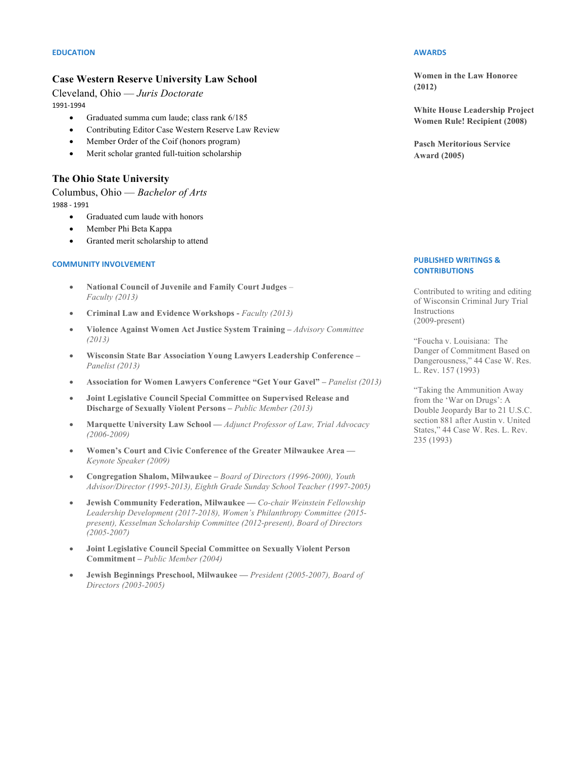## EDUCATION

### Case Western Reserve University Law School

Cleveland, Ohio — *Juris Doctorate*

1991-1994

- Graduated summa cum laude; class rank 6/185
- Contributing Editor Case Western Reserve Law Review
- Member Order of the Coif (honors program)
- Merit scholar granted full-tuition scholarship

### The Ohio State University

Columbus, Ohio — *Bachelor of Arts*

1988 - 1991

- Graduated cum laude with honors
- Member Phi Beta Kappa
- Granted merit scholarship to attend

## COMMUNITY INVOLVEMENT

- **National Council of Juvenile and Family Court Judges** – *Faculty (2013)*
- **Criminal Law and Evidence Workshops -** *Faculty (2013)*
- **Violence Against Women Act Justice System Training** – *Advisory Committee (2013)*
- **Wisconsin State Bar Association Young Lawyers Leadership Conference** – *Panelist (2013)*
- **Association for Women Lawyers Conference "Get Your Gavel"** – *Panelist (2013)*
- **Joint Legislative Council Special Committee on Supervised Release and Discharge of Sexually Violent Persons** – *Public Member (2013)*
- **Marquette University Law School —** *Adjunct Professor of Law, Trial Advocacy (2006-2009)*
- **Women's Court and Civic Conference of the Greater Milwaukee Area —** *Keynote Speaker (2009)*
- **Congregation Shalom, Milwaukee** – *Board of Directors (1996-2000), Youth Advisor/Director (1995-2013), Eighth Grade Sunday School Teacher (1997-2005)*
- **Jewish Community Federation, Milwaukee —** *Co-chair Weinstein Fellowship Leadership Development (2017-2018), Women's Philanthropy Committee (2015-present), Kesselman Scholarship Committee (2012-present), Board of Directors (2005-2007)*
- **Joint Legislative Council Special Committee on Sexually Violent Person Commitment** – *Public Member (2004)*
- **Jewish Beginnings Preschool, Milwaukee —** *President (2005-2007), Board of Directors (2003-2005)*

## AWARDS

**Women in the Law Honoree (2012)**

**White House Leadership Project Women Rule! Recipient (2008)**

**Pasch Meritorious Service Award (2005)**

## PUBLISHED WRITINGS & CONTRIBUTIONS

Contributed to writing and editing of Wisconsin Criminal Jury Trial Instructions (2009-present)

"Foucha v. Louisiana: The Danger of Commitment Based on Dangerousness," 44 Case W. Res. L. Rev. 157 (1993)

"Taking the Ammunition Away from the 'War on Drugs': A Double Jeopardy Bar to 21 U.S.C. section 881 after Austin v. United States," 44 Case W. Res. L. Rev. 235 (1993)